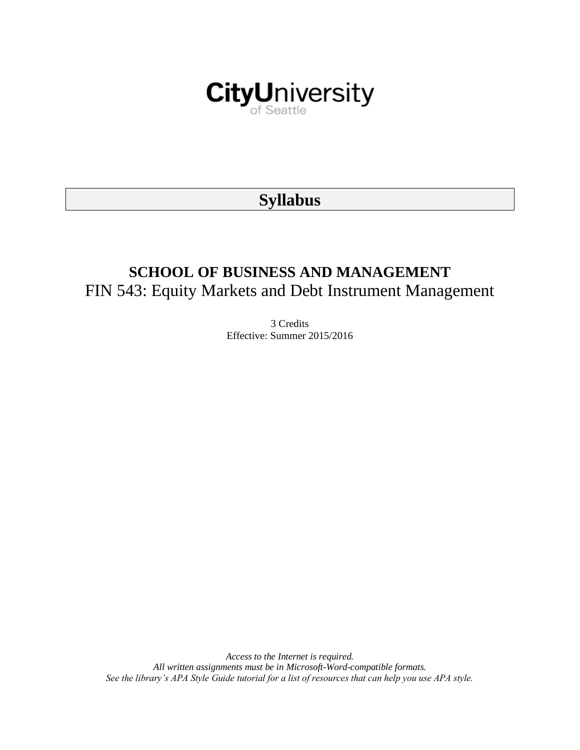CityUniversity of Seattle

# Syllabus

## SCHOOL OF BUSINESS AND MANAGEMENT

FIN 543: Equity Markets and Debt Instrument Management

3 Credits
Effective: Summer 2015/2016

*Access to the Internet is required.*
*All written assignments must be in Microsoft-Word-compatible formats.*
*See the library's APA Style Guide tutorial for a list of resources that can help you use APA style.*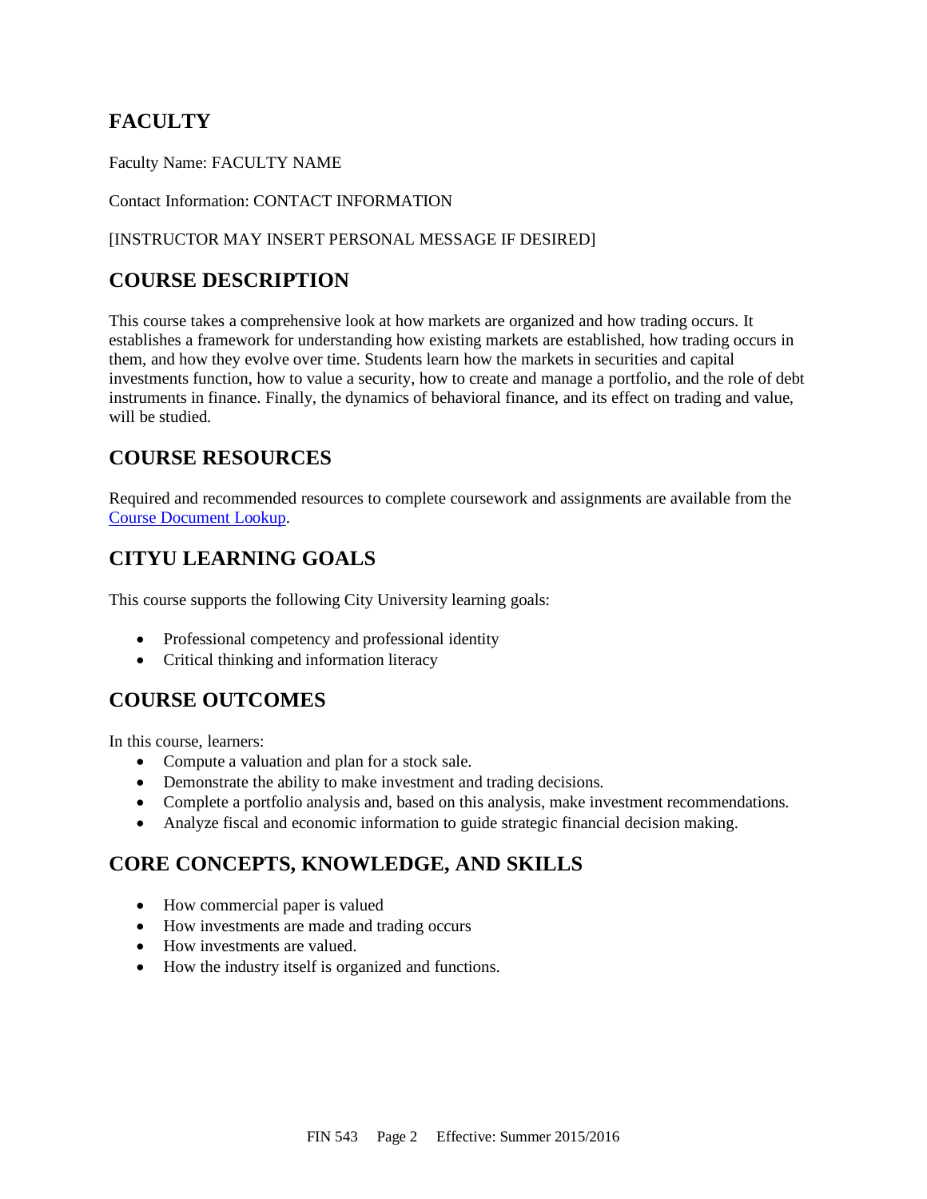## FACULTY

Faculty Name: FACULTY NAME

Contact Information: CONTACT INFORMATION

[INSTRUCTOR MAY INSERT PERSONAL MESSAGE IF DESIRED]

## COURSE DESCRIPTION

This course takes a comprehensive look at how markets are organized and how trading occurs. It establishes a framework for understanding how existing markets are established, how trading occurs in them, and how they evolve over time. Students learn how the markets in securities and capital investments function, how to value a security, how to create and manage a portfolio, and the role of debt instruments in finance. Finally, the dynamics of behavioral finance, and its effect on trading and value, will be studied.

## COURSE RESOURCES

Required and recommended resources to complete coursework and assignments are available from the Course Document Lookup.

## CITYU LEARNING GOALS

This course supports the following City University learning goals:

- Professional competency and professional identity
- Critical thinking and information literacy

## COURSE OUTCOMES

In this course, learners:

- Compute a valuation and plan for a stock sale.
- Demonstrate the ability to make investment and trading decisions.
- Complete a portfolio analysis and, based on this analysis, make investment recommendations.
- Analyze fiscal and economic information to guide strategic financial decision making.

## CORE CONCEPTS, KNOWLEDGE, AND SKILLS

- How commercial paper is valued
- How investments are made and trading occurs
- How investments are valued.
- How the industry itself is organized and functions.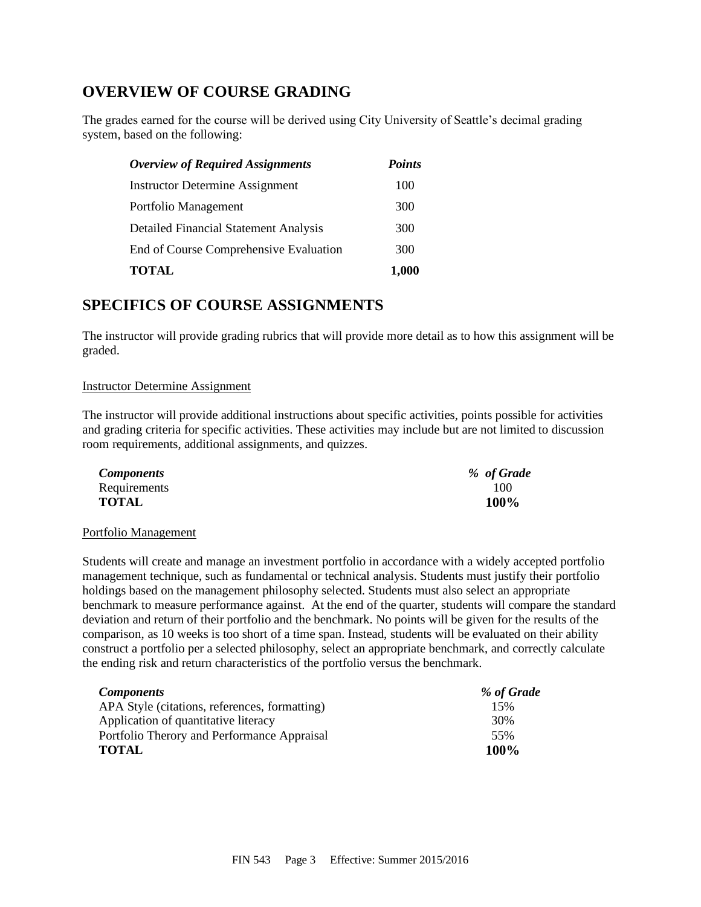## OVERVIEW OF COURSE GRADING

The grades earned for the course will be derived using City University of Seattle's decimal grading system, based on the following:

| *Overview of Required Assignments* | *Points* |
| --- | --- |
| Instructor Determine Assignment | 100 |
| Portfolio Management | 300 |
| Detailed Financial Statement Analysis | 300 |
| End of Course Comprehensive Evaluation | 300 |
| **TOTAL** | **1,000** |

## SPECIFICS OF COURSE ASSIGNMENTS

The instructor will provide grading rubrics that will provide more detail as to how this assignment will be graded.

### Instructor Determine Assignment

The instructor will provide additional instructions about specific activities, points possible for activities and grading criteria for specific activities. These activities may include but are not limited to discussion room requirements, additional assignments, and quizzes.

| *Components* | *% of Grade* |
| --- | --- |
| Requirements | 100 |
| **TOTAL** | **100%** |

### Portfolio Management

Students will create and manage an investment portfolio in accordance with a widely accepted portfolio management technique, such as fundamental or technical analysis. Students must justify their portfolio holdings based on the management philosophy selected. Students must also select an appropriate benchmark to measure performance against. At the end of the quarter, students will compare the standard deviation and return of their portfolio and the benchmark. No points will be given for the results of the comparison, as 10 weeks is too short of a time span. Instead, students will be evaluated on their ability construct a portfolio per a selected philosophy, select an appropriate benchmark, and correctly calculate the ending risk and return characteristics of the portfolio versus the benchmark.

| *Components* | *% of Grade* |
| --- | --- |
| APA Style (citations, references, formatting) | 15% |
| Application of quantitative literacy | 30% |
| Portfolio Therory and Performance Appraisal | 55% |
| **TOTAL** | **100%** |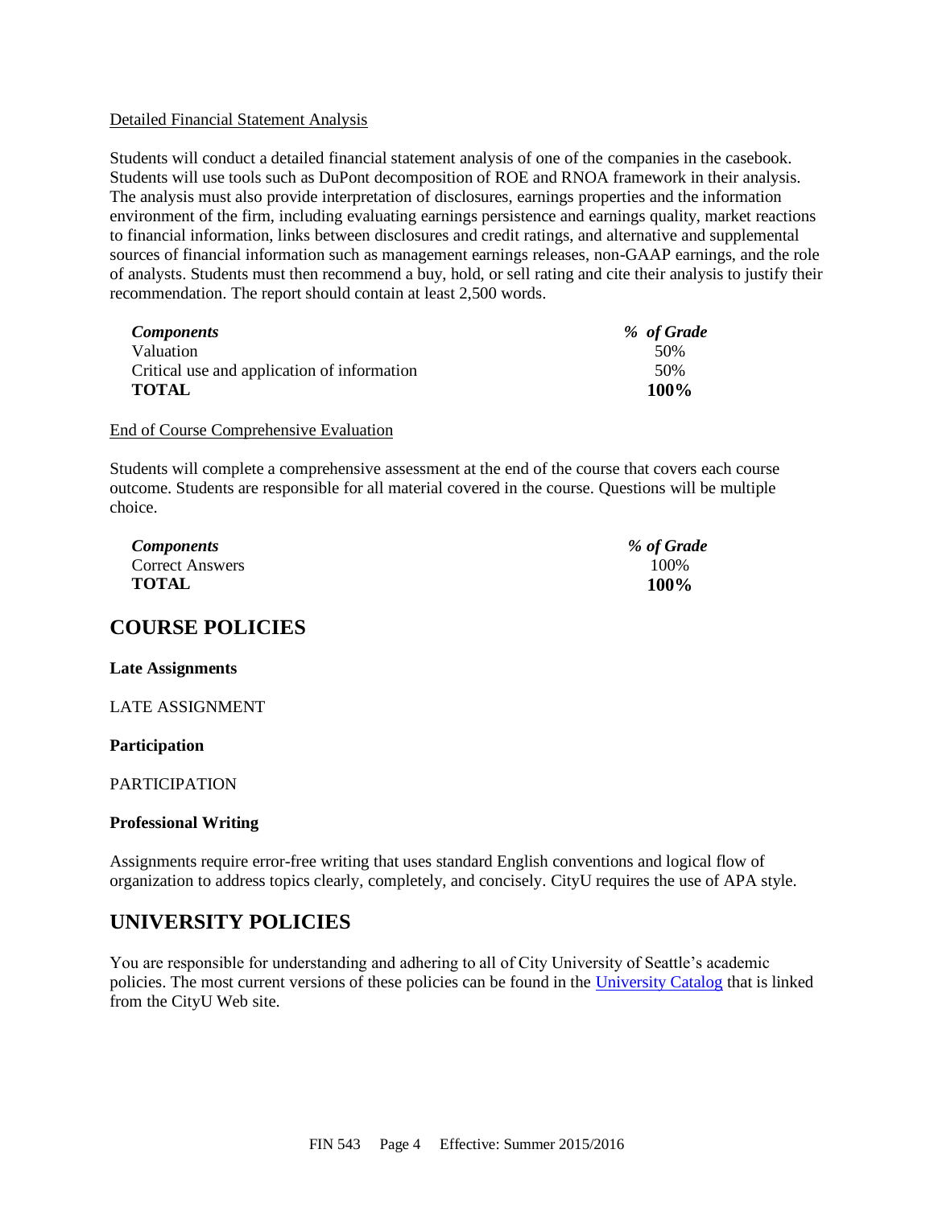Detailed Financial Statement Analysis

Students will conduct a detailed financial statement analysis of one of the companies in the casebook. Students will use tools such as DuPont decomposition of ROE and RNOA framework in their analysis. The analysis must also provide interpretation of disclosures, earnings properties and the information environment of the firm, including evaluating earnings persistence and earnings quality, market reactions to financial information, links between disclosures and credit ratings, and alternative and supplemental sources of financial information such as management earnings releases, non-GAAP earnings, and the role of analysts. Students must then recommend a buy, hold, or sell rating and cite their analysis to justify their recommendation. The report should contain at least 2,500 words.

| *Components* | *% of Grade* |
| --- | --- |
| Valuation | 50% |
| Critical use and application of information | 50% |
| **TOTAL** | **100%** |

End of Course Comprehensive Evaluation

Students will complete a comprehensive assessment at the end of the course that covers each course outcome. Students are responsible for all material covered in the course. Questions will be multiple choice.

| *Components* | *% of Grade* |
| --- | --- |
| Correct Answers | 100% |
| **TOTAL** | **100%** |

## COURSE POLICIES

**Late Assignments**

LATE ASSIGNMENT

**Participation**

PARTICIPATION

**Professional Writing**

Assignments require error-free writing that uses standard English conventions and logical flow of organization to address topics clearly, completely, and concisely. CityU requires the use of APA style.

## UNIVERSITY POLICIES

You are responsible for understanding and adhering to all of City University of Seattle's academic policies. The most current versions of these policies can be found in the University Catalog that is linked from the CityU Web site.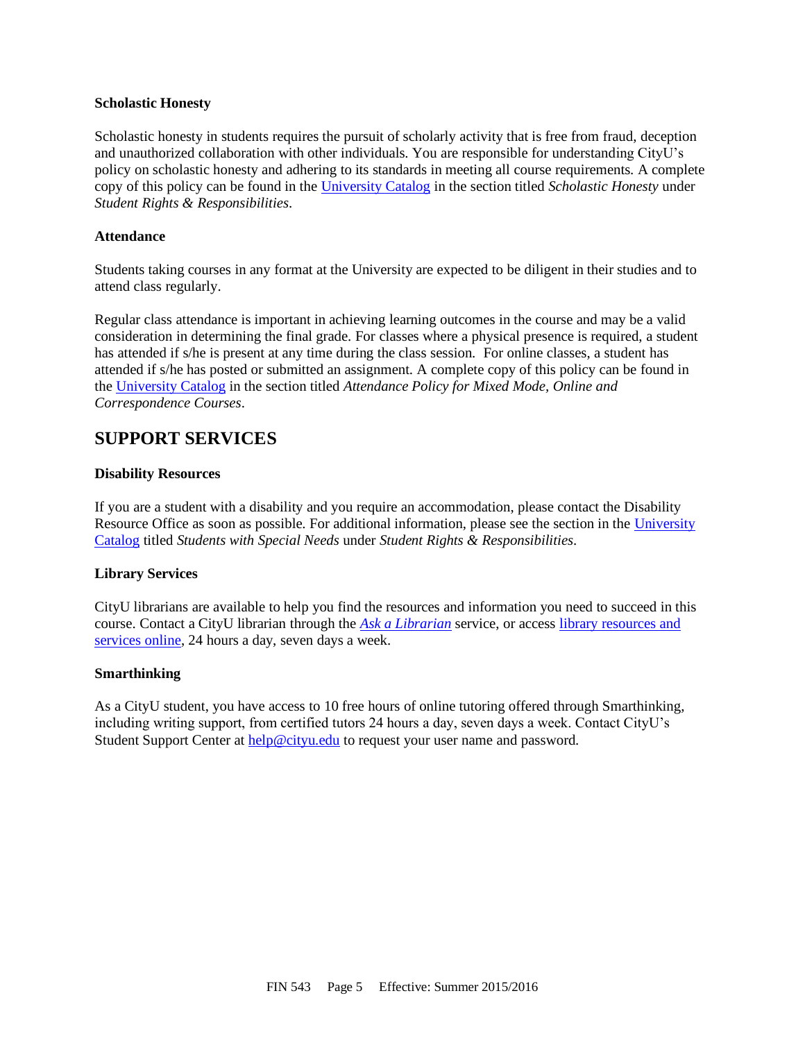**Scholastic Honesty**

Scholastic honesty in students requires the pursuit of scholarly activity that is free from fraud, deception and unauthorized collaboration with other individuals. You are responsible for understanding CityU's policy on scholastic honesty and adhering to its standards in meeting all course requirements. A complete copy of this policy can be found in the University Catalog in the section titled *Scholastic Honesty* under *Student Rights & Responsibilities*.

**Attendance**

Students taking courses in any format at the University are expected to be diligent in their studies and to attend class regularly.

Regular class attendance is important in achieving learning outcomes in the course and may be a valid consideration in determining the final grade. For classes where a physical presence is required, a student has attended if s/he is present at any time during the class session. For online classes, a student has attended if s/he has posted or submitted an assignment. A complete copy of this policy can be found in the University Catalog in the section titled *Attendance Policy for Mixed Mode, Online and Correspondence Courses*.

## SUPPORT SERVICES

**Disability Resources**

If you are a student with a disability and you require an accommodation, please contact the Disability Resource Office as soon as possible. For additional information, please see the section in the University Catalog titled *Students with Special Needs* under *Student Rights & Responsibilities*.

**Library Services**

CityU librarians are available to help you find the resources and information you need to succeed in this course. Contact a CityU librarian through the *Ask a Librarian* service, or access library resources and services online, 24 hours a day, seven days a week.

**Smarthinking**

As a CityU student, you have access to 10 free hours of online tutoring offered through Smarthinking, including writing support, from certified tutors 24 hours a day, seven days a week. Contact CityU's Student Support Center at help@cityu.edu to request your user name and password.